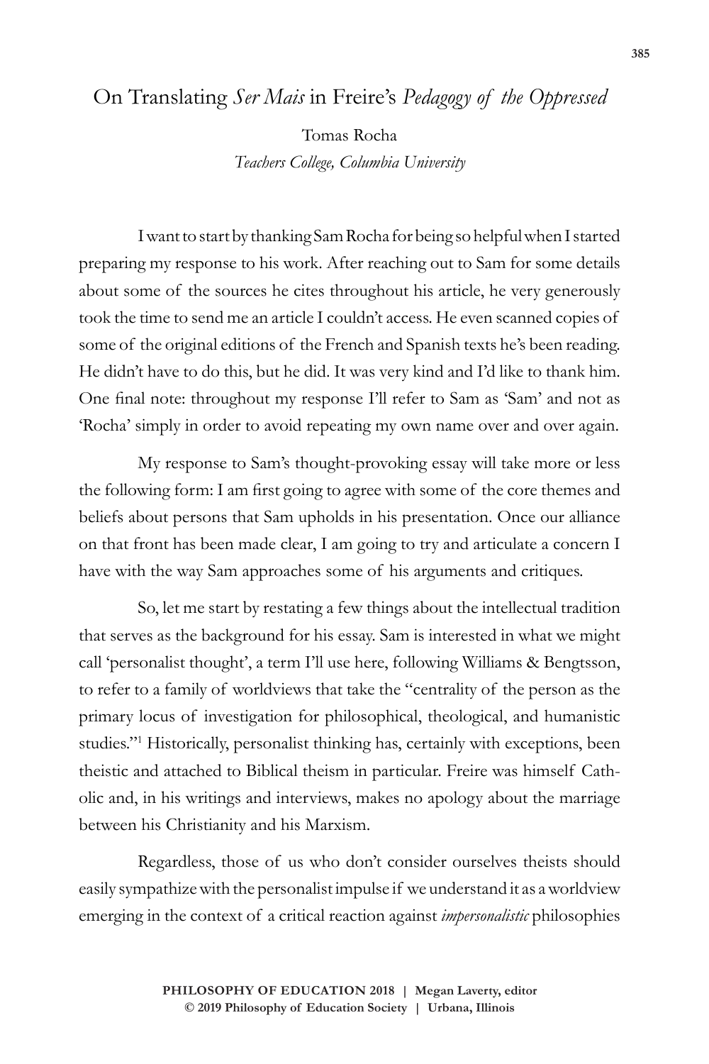# On Translating *Ser Mais* in Freire's *Pedagogy of the Oppressed*

Tomas Rocha
*Teachers College, Columbia University*

I want to start by thanking Sam Rocha for being so helpful when I started preparing my response to his work. After reaching out to Sam for some details about some of the sources he cites throughout his article, he very generously took the time to send me an article I couldn't access. He even scanned copies of some of the original editions of the French and Spanish texts he's been reading. He didn't have to do this, but he did. It was very kind and I'd like to thank him. One final note: throughout my response I'll refer to Sam as 'Sam' and not as 'Rocha' simply in order to avoid repeating my own name over and over again.

My response to Sam's thought-provoking essay will take more or less the following form: I am first going to agree with some of the core themes and beliefs about persons that Sam upholds in his presentation. Once our alliance on that front has been made clear, I am going to try and articulate a concern I have with the way Sam approaches some of his arguments and critiques.

So, let me start by restating a few things about the intellectual tradition that serves as the background for his essay. Sam is interested in what we might call 'personalist thought', a term I'll use here, following Williams & Bengtsson, to refer to a family of worldviews that take the "centrality of the person as the primary locus of investigation for philosophical, theological, and humanistic studies."[1] Historically, personalist thinking has, certainly with exceptions, been theistic and attached to Biblical theism in particular. Freire was himself Catholic and, in his writings and interviews, makes no apology about the marriage between his Christianity and his Marxism.

Regardless, those of us who don't consider ourselves theists should easily sympathize with the personalist impulse if we understand it as a worldview emerging in the context of a critical reaction against *impersonalistic* philosophies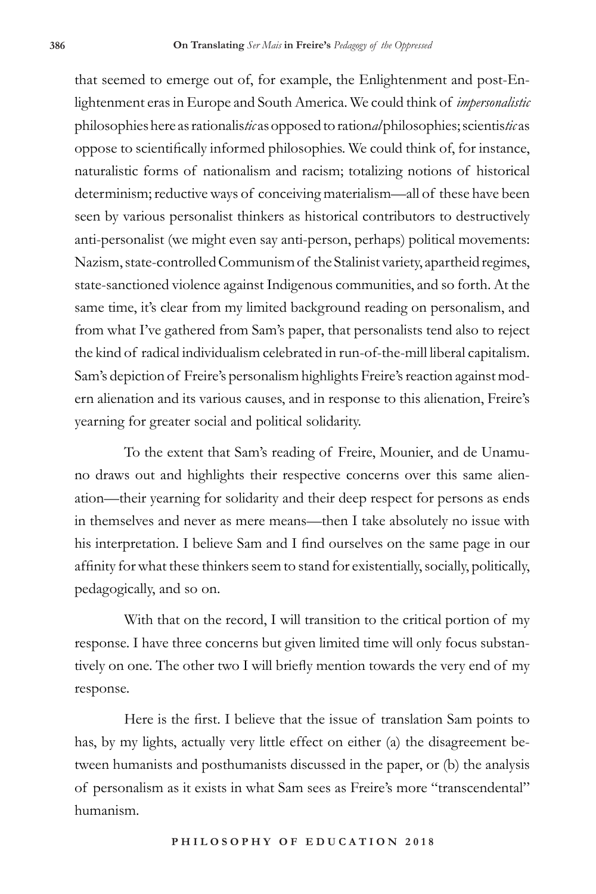that seemed to emerge out of, for example, the Enlightenment and post-Enlightenment eras in Europe and South America. We could think of *impersonalistic* philosophies here as rationalis*tic* as opposed to ration*al* philosophies; scientis*tic* as oppose to scientifically informed philosophies. We could think of, for instance, naturalistic forms of nationalism and racism; totalizing notions of historical determinism; reductive ways of conceiving materialism—all of these have been seen by various personalist thinkers as historical contributors to destructively anti-personalist (we might even say anti-person, perhaps) political movements: Nazism, state-controlled Communism of the Stalinist variety, apartheid regimes, state-sanctioned violence against Indigenous communities, and so forth. At the same time, it's clear from my limited background reading on personalism, and from what I've gathered from Sam's paper, that personalists tend also to reject the kind of radical individualism celebrated in run-of-the-mill liberal capitalism. Sam's depiction of Freire's personalism highlights Freire's reaction against modern alienation and its various causes, and in response to this alienation, Freire's yearning for greater social and political solidarity.

To the extent that Sam's reading of Freire, Mounier, and de Unamuno draws out and highlights their respective concerns over this same alienation—their yearning for solidarity and their deep respect for persons as ends in themselves and never as mere means—then I take absolutely no issue with his interpretation. I believe Sam and I find ourselves on the same page in our affinity for what these thinkers seem to stand for existentially, socially, politically, pedagogically, and so on.

With that on the record, I will transition to the critical portion of my response. I have three concerns but given limited time will only focus substantively on one. The other two I will briefly mention towards the very end of my response.

Here is the first. I believe that the issue of translation Sam points to has, by my lights, actually very little effect on either (a) the disagreement between humanists and posthumanists discussed in the paper, or (b) the analysis of personalism as it exists in what Sam sees as Freire's more "transcendental" humanism.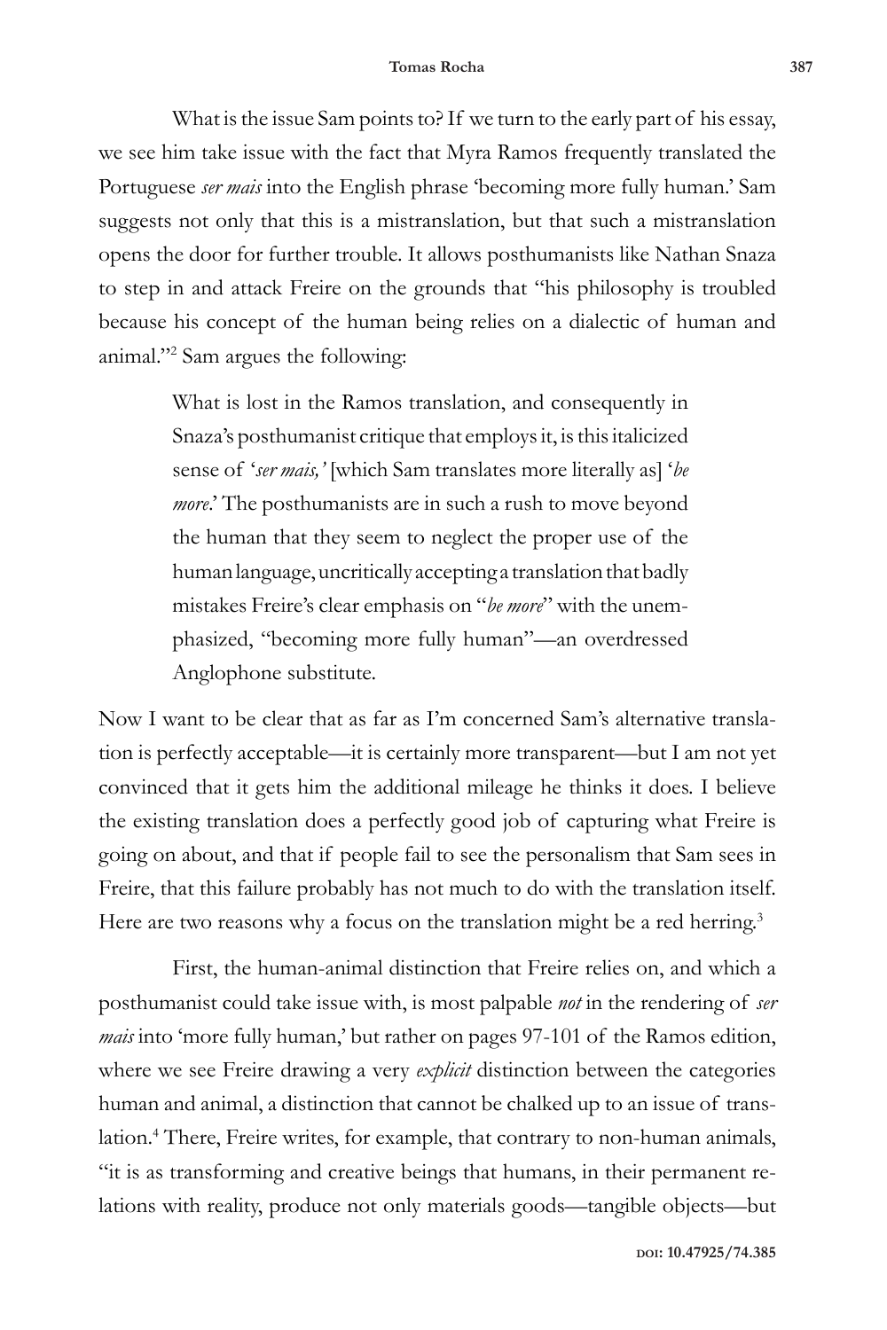What is the issue Sam points to? If we turn to the early part of his essay, we see him take issue with the fact that Myra Ramos frequently translated the Portuguese *ser mais* into the English phrase 'becoming more fully human.' Sam suggests not only that this is a mistranslation, but that such a mistranslation opens the door for further trouble. It allows posthumanists like Nathan Snaza to step in and attack Freire on the grounds that "his philosophy is troubled because his concept of the human being relies on a dialectic of human and animal."[2] Sam argues the following:

> What is lost in the Ramos translation, and consequently in Snaza's posthumanist critique that employs it, is this italicized sense of '*ser mais,*' [which Sam translates more literally as] '*be more*.' The posthumanists are in such a rush to move beyond the human that they seem to neglect the proper use of the human language, uncritically accepting a translation that badly mistakes Freire's clear emphasis on "*be more*" with the unemphasized, "becoming more fully human"—an overdressed Anglophone substitute.

Now I want to be clear that as far as I'm concerned Sam's alternative translation is perfectly acceptable—it is certainly more transparent—but I am not yet convinced that it gets him the additional mileage he thinks it does. I believe the existing translation does a perfectly good job of capturing what Freire is going on about, and that if people fail to see the personalism that Sam sees in Freire, that this failure probably has not much to do with the translation itself. Here are two reasons why a focus on the translation might be a red herring.[3]

First, the human-animal distinction that Freire relies on, and which a posthumanist could take issue with, is most palpable *not* in the rendering of *ser mais* into 'more fully human,' but rather on pages 97-101 of the Ramos edition, where we see Freire drawing a very *explicit* distinction between the categories human and animal, a distinction that cannot be chalked up to an issue of translation.[4] There, Freire writes, for example, that contrary to non-human animals, "it is as transforming and creative beings that humans, in their permanent relations with reality, produce not only materials goods—tangible objects—but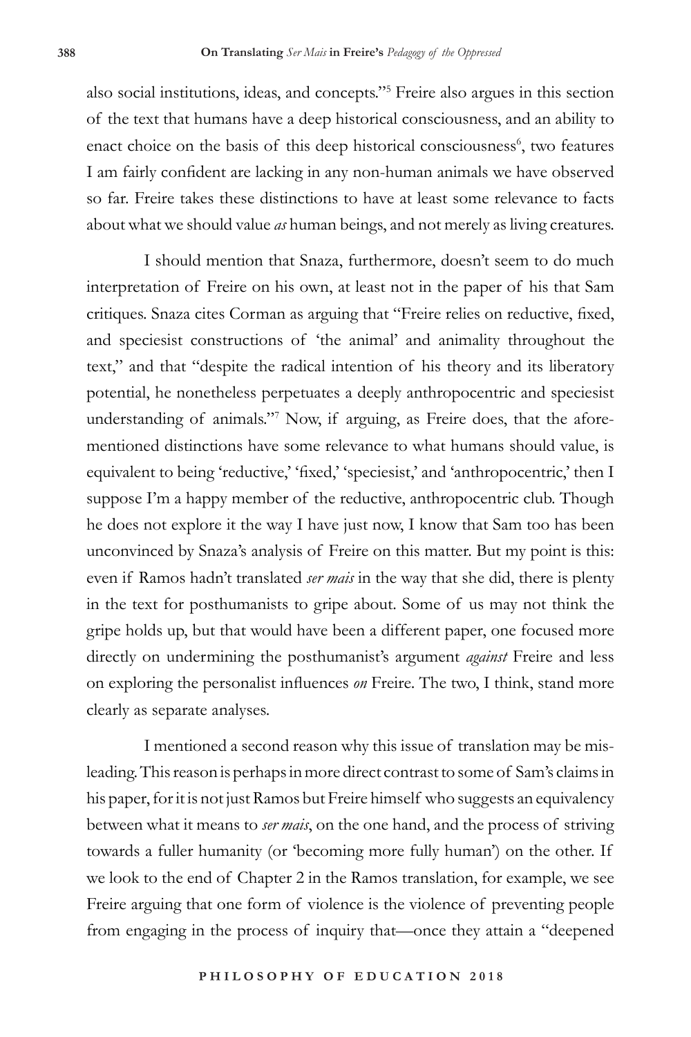also social institutions, ideas, and concepts."[5] Freire also argues in this section of the text that humans have a deep historical consciousness, and an ability to enact choice on the basis of this deep historical consciousness[6], two features I am fairly confident are lacking in any non-human animals we have observed so far. Freire takes these distinctions to have at least some relevance to facts about what we should value *as* human beings, and not merely as living creatures.

I should mention that Snaza, furthermore, doesn't seem to do much interpretation of Freire on his own, at least not in the paper of his that Sam critiques. Snaza cites Corman as arguing that "Freire relies on reductive, fixed, and speciesist constructions of 'the animal' and animality throughout the text," and that "despite the radical intention of his theory and its liberatory potential, he nonetheless perpetuates a deeply anthropocentric and speciesist understanding of animals."[7] Now, if arguing, as Freire does, that the aforementioned distinctions have some relevance to what humans should value, is equivalent to being 'reductive,' 'fixed,' 'speciesist,' and 'anthropocentric,' then I suppose I'm a happy member of the reductive, anthropocentric club. Though he does not explore it the way I have just now, I know that Sam too has been unconvinced by Snaza's analysis of Freire on this matter. But my point is this: even if Ramos hadn't translated *ser mais* in the way that she did, there is plenty in the text for posthumanists to gripe about. Some of us may not think the gripe holds up, but that would have been a different paper, one focused more directly on undermining the posthumanist's argument *against* Freire and less on exploring the personalist influences *on* Freire. The two, I think, stand more clearly as separate analyses.

I mentioned a second reason why this issue of translation may be misleading. This reason is perhaps in more direct contrast to some of Sam's claims in his paper, for it is not just Ramos but Freire himself who suggests an equivalency between what it means to *ser mais*, on the one hand, and the process of striving towards a fuller humanity (or 'becoming more fully human') on the other. If we look to the end of Chapter 2 in the Ramos translation, for example, we see Freire arguing that one form of violence is the violence of preventing people from engaging in the process of inquiry that—once they attain a "deepened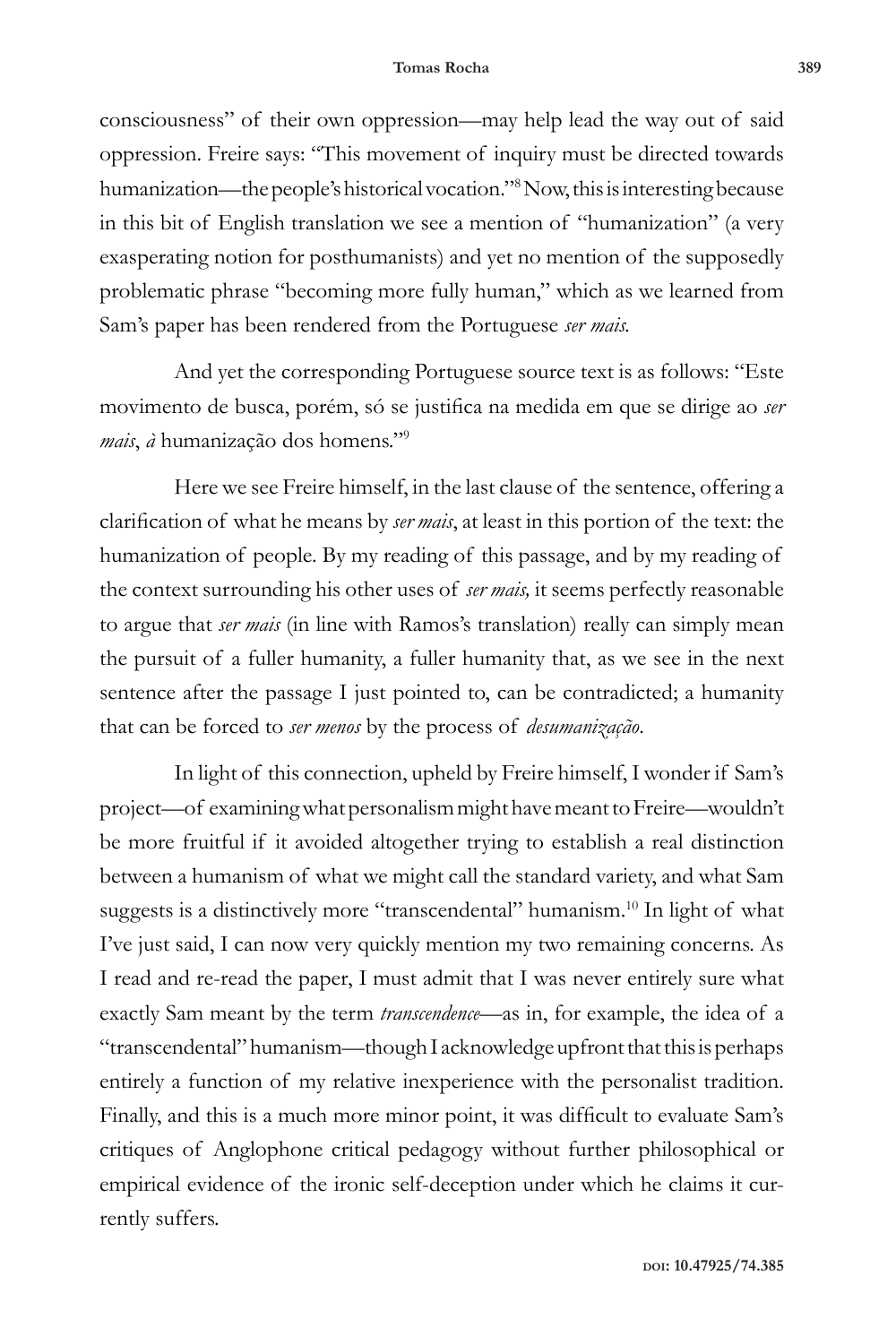consciousness" of their own oppression—may help lead the way out of said oppression. Freire says: "This movement of inquiry must be directed towards humanization—the people's historical vocation."[8] Now, this is interesting because in this bit of English translation we see a mention of "humanization" (a very exasperating notion for posthumanists) and yet no mention of the supposedly problematic phrase "becoming more fully human," which as we learned from Sam's paper has been rendered from the Portuguese *ser mais*.

And yet the corresponding Portuguese source text is as follows: "Este movimento de busca, porém, só se justifica na medida em que se dirige ao *ser mais*, *à* humanização dos homens."[9]

Here we see Freire himself, in the last clause of the sentence, offering a clarification of what he means by *ser mais*, at least in this portion of the text: the humanization of people. By my reading of this passage, and by my reading of the context surrounding his other uses of *ser mais,* it seems perfectly reasonable to argue that *ser mais* (in line with Ramos's translation) really can simply mean the pursuit of a fuller humanity, a fuller humanity that, as we see in the next sentence after the passage I just pointed to, can be contradicted; a humanity that can be forced to *ser menos* by the process of *desumanização*.

In light of this connection, upheld by Freire himself, I wonder if Sam's project—of examining what personalism might have meant to Freire—wouldn't be more fruitful if it avoided altogether trying to establish a real distinction between a humanism of what we might call the standard variety, and what Sam suggests is a distinctively more "transcendental" humanism.[10] In light of what I've just said, I can now very quickly mention my two remaining concerns. As I read and re-read the paper, I must admit that I was never entirely sure what exactly Sam meant by the term *transcendence*—as in, for example, the idea of a "transcendental" humanism—though I acknowledge upfront that this is perhaps entirely a function of my relative inexperience with the personalist tradition. Finally, and this is a much more minor point, it was difficult to evaluate Sam's critiques of Anglophone critical pedagogy without further philosophical or empirical evidence of the ironic self-deception under which he claims it currently suffers.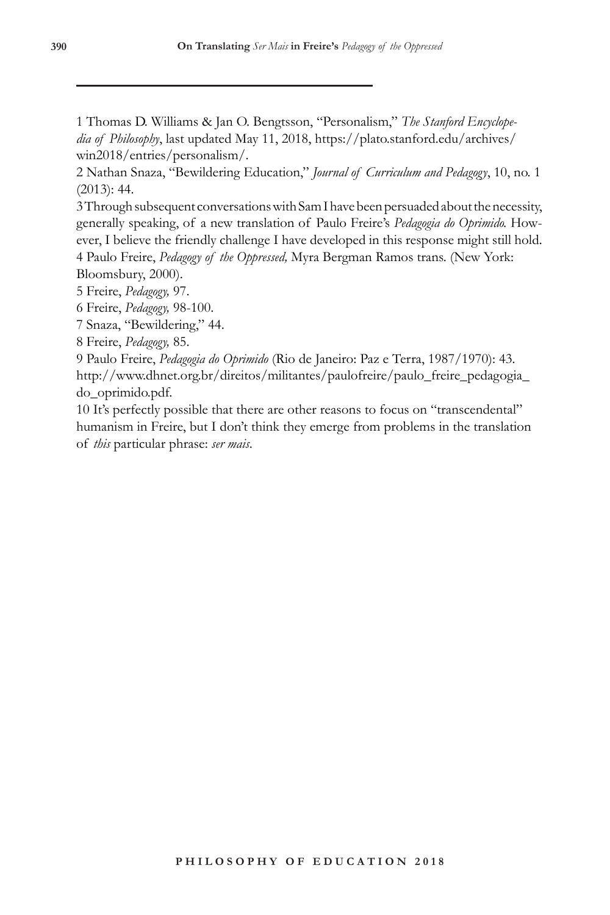1 Thomas D. Williams & Jan O. Bengtsson, "Personalism," *The Stanford Encyclopedia of Philosophy*, last updated May 11, 2018, https://plato.stanford.edu/archives/win2018/entries/personalism/.

2 Nathan Snaza, "Bewildering Education," *Journal of Curriculum and Pedagogy*, 10, no. 1 (2013): 44.

3 Through subsequent conversations with Sam I have been persuaded about the necessity, generally speaking, of a new translation of Paulo Freire's *Pedagogia do Oprimido.* However, I believe the friendly challenge I have developed in this response might still hold.

4 Paulo Freire, *Pedagogy of the Oppressed,* Myra Bergman Ramos trans. (New York: Bloomsbury, 2000).

5 Freire, *Pedagogy,* 97.

6 Freire, *Pedagogy,* 98-100.

7 Snaza, "Bewildering," 44.

8 Freire, *Pedagogy,* 85.

9 Paulo Freire, *Pedagogia do Oprimido* (Rio de Janeiro: Paz e Terra, 1987/1970): 43. http://www.dhnet.org.br/direitos/militantes/paulofreire/paulo_freire_pedagogia_do_oprimido.pdf.

10 It's perfectly possible that there are other reasons to focus on "transcendental" humanism in Freire, but I don't think they emerge from problems in the translation of *this* particular phrase: *ser mais*.